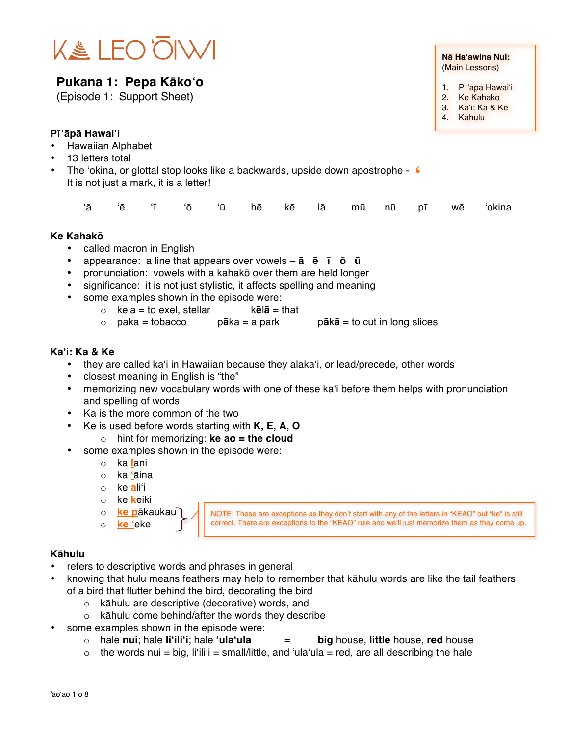KA LEO ʻŌIWI

# Pukana 1: Pepa Kākoʻo

(Episode 1: Support Sheet)

> **Nā Haʻawina Nui:**
> (Main Lessons)
>
> 1. Pīʻāpā Hawaiʻi
> 2. Ke Kahakō
> 3. Kaʻi: Ka & Ke
> 4. Kāhulu

## Pīʻāpā Hawaiʻi

- Hawaiian Alphabet
- 13 letters total
- The ʻokina, or glottal stop looks like a backwards, upside down apostrophe - ʻ
  It is not just a mark, it is a letter!

ʻā ʻē ʻī ʻō ʻū hē kē lā mū nū pī wē ʻokina

## Ke Kahakō

- called macron in English
- appearance: a line that appears over vowels – **ā ē ī ō ū**
- pronunciation: vowels with a kahakō over them are held longer
- significance: it is not just stylistic, it affects spelling and meaning
- some examples shown in the episode were:
  - kela = to exel, stellar     k**ē**l**ā** = that
  - paka = tobacco     p**ā**ka = a park     p**ā**k**ā** = to cut in long slices

## Kaʻi: Ka & Ke

- they are called kaʻi in Hawaiian because they alakaʻi, or lead/precede, other words
- closest meaning in English is “the”
- memorizing new vocabulary words with one of these kaʻi before them helps with pronunciation and spelling of words
- Ka is the more common of the two
- Ke is used before words starting with **K, E, A, O**
  - hint for memorizing: **ke ao = the cloud**
- some examples shown in the episode were:
  - ka **l**ani
  - ka **ʻ**āina
  - ke **a**liʻi
  - ke **k**eiki
  - **ke p**ākaukau
  - **ke** ʻeke

NOTE: These are exceptions as they don’t start with any of the letters in “KEAO” but “ke” is still correct. There are exceptions to the “KEAO” rule and we’ll just memorize them as they come up.

## Kāhulu

- refers to descriptive words and phrases in general
- knowing that hulu means feathers may help to remember that kāhulu words are like the tail feathers of a bird that flutter behind the bird, decorating the bird
  - kāhulu are descriptive (decorative) words, and
  - kāhulu come behind/after the words they describe
- some examples shown in the episode were:
  - hale **nui**; hale **liʻiliʻi**; hale **ʻulaʻula** = **big** house, **little** house, **red** house
  - the words nui = big, liʻiliʻi = small/little, and ʻulaʻula = red, are all describing the hale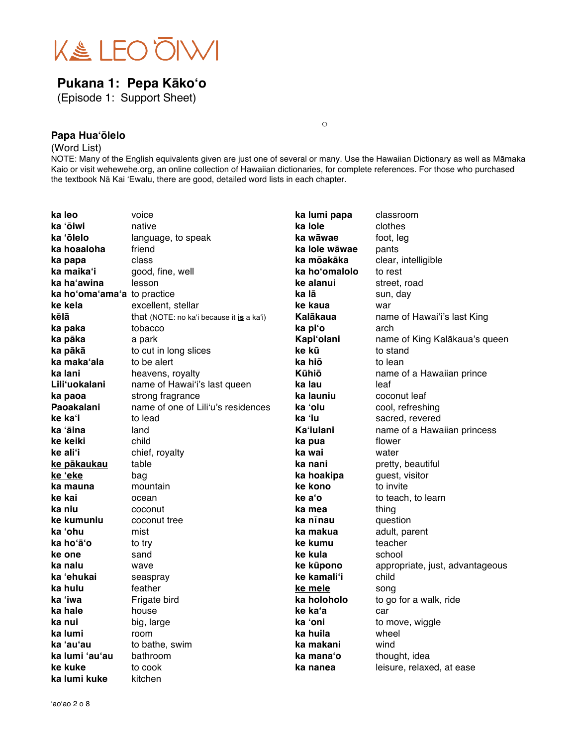# KA LEO ʻŌIWI

## Pukana 1: Pepa Kākoʻo

(Episode 1: Support Sheet)

### Papa Huaʻōlelo

(Word List)

NOTE: Many of the English equivalents given are just one of several or many. Use the Hawaiian Dictionary as well as Māmaka Kaio or visit wehewehe.org, an online collection of Hawaiian dictionaries, for complete references. For those who purchased the textbook Nā Kai ʻEwalu, there are good, detailed word lists in each chapter.

| | |
|---|---|
| **ka leo** | voice |
| **ka ʻōiwi** | native |
| **ka ʻōlelo** | language, to speak |
| **ka hoaaloha** | friend |
| **ka papa** | class |
| **ka maikaʻi** | good, fine, well |
| **ka haʻawina** | lesson |
| **ka hoʻomaʻamaʻa** | to practice |
| **ke kela** | excellent, stellar |
| **kēlā** | that (NOTE: no kaʻi because it **is** a kaʻi) |
| **ka paka** | tobacco |
| **ka pāka** | a park |
| **ka pākā** | to cut in long slices |
| **ka makaʻala** | to be alert |
| **ka lani** | heavens, royalty |
| **Liliʻuokalani** | name of Hawaiʻi's last queen |
| **ka paoa** | strong fragrance |
| **Paoakalani** | name of one of Liliʻu's residences |
| **ke kaʻi** | to lead |
| **ka ʻāina** | land |
| **ke keiki** | child |
| **ke aliʻi** | chief, royalty |
| **ke pākaukau** | table |
| **ke ʻeke** | bag |
| **ka mauna** | mountain |
| **ke kai** | ocean |
| **ka niu** | coconut |
| **ke kumuniu** | coconut tree |
| **ka ʻohu** | mist |
| **ka hoʻāʻo** | to try |
| **ke one** | sand |
| **ka nalu** | wave |
| **ka ʻehukai** | seaspray |
| **ka hulu** | feather |
| **ka ʻiwa** | Frigate bird |
| **ka hale** | house |
| **ka nui** | big, large |
| **ka lumi** | room |
| **ka ʻauʻau** | to bathe, swim |
| **ka lumi ʻauʻau** | bathroom |
| **ke kuke** | to cook |
| **ka lumi kuke** | kitchen |
| **ka lumi papa** | classroom |
| **ka lole** | clothes |
| **ka wāwae** | foot, leg |
| **ka lole wāwae** | pants |
| **ka mōakāka** | clear, intelligible |
| **ka hoʻomalolo** | to rest |
| **ke alanui** | street, road |
| **ka lā** | sun, day |
| **ke kaua** | war |
| **Kalākaua** | name of Hawaiʻi's last King |
| **ka piʻo** | arch |
| **Kapiʻolani** | name of King Kalākaua's queen |
| **ke kū** | to stand |
| **ka hiō** | to lean |
| **Kūhiō** | name of a Hawaiian prince |
| **ka lau** | leaf |
| **ka launiu** | coconut leaf |
| **ka ʻolu** | cool, refreshing |
| **ka ʻiu** | sacred, revered |
| **Kaʻiulani** | name of a Hawaiian princess |
| **ka pua** | flower |
| **ka wai** | water |
| **ka nani** | pretty, beautiful |
| **ka hoakipa** | guest, visitor |
| **ke kono** | to invite |
| **ke aʻo** | to teach, to learn |
| **ka mea** | thing |
| **ka nīnau** | question |
| **ka makua** | adult, parent |
| **ke kumu** | teacher |
| **ke kula** | school |
| **ke kūpono** | appropriate, just, advantageous |
| **ke kamaliʻi** | child |
| **ke mele** | song |
| **ka holoholo** | to go for a walk, ride |
| **ke kaʻa** | car |
| **ka ʻoni** | to move, wiggle |
| **ka huila** | wheel |
| **ka makani** | wind |
| **ka manaʻo** | thought, idea |
| **ka nanea** | leisure, relaxed, at ease |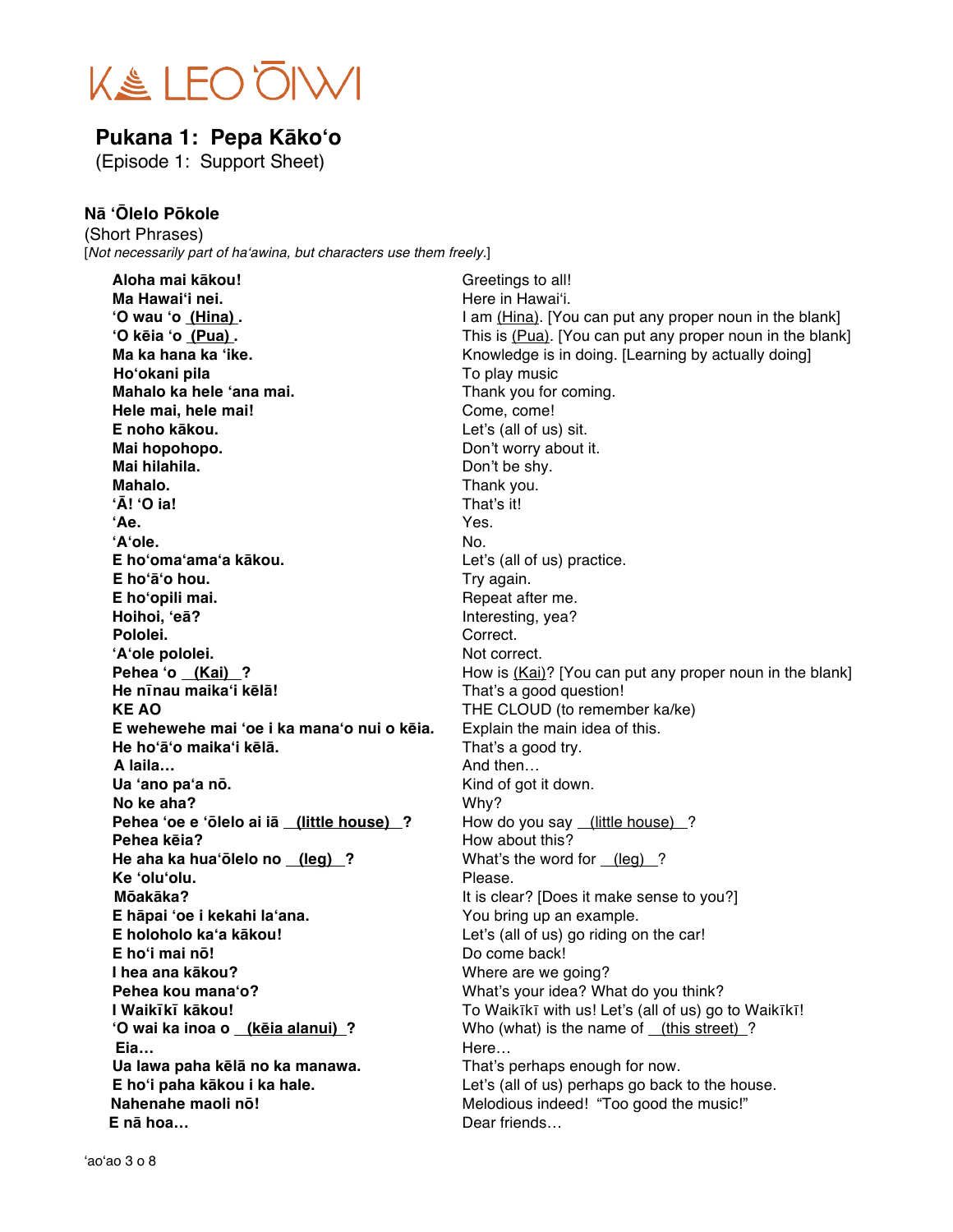KA LEO ʻŌIWI

# Pukana 1: Pepa Kākoʻo

(Episode 1: Support Sheet)

## Nā ʻŌlelo Pōkole

(Short Phrases)

[*Not necessarily part of haʻawina, but characters use them freely.*]

| | |
|---|---|
| **Aloha mai kākou!** | Greetings to all! |
| **Ma Hawaiʻi nei.** | Here in Hawaiʻi. |
| **ʻO wau ʻo <u>(Hina)</u>.** | I am <u>(Hina)</u>. [You can put any proper noun in the blank] |
| **ʻO kēia ʻo <u>(Pua)</u>.** | This is <u>(Pua)</u>. [You can put any proper noun in the blank] |
| **Ma ka hana ka ʻike.** | Knowledge is in doing. [Learning by actually doing] |
| **Hoʻokani pila** | To play music |
| **Mahalo ka hele ʻana mai.** | Thank you for coming. |
| **Hele mai, hele mai!** | Come, come! |
| **E noho kākou.** | Let's (all of us) sit. |
| **Mai hopohopo.** | Don't worry about it. |
| **Mai hilahila.** | Don't be shy. |
| **Mahalo.** | Thank you. |
| **ʻĀ! ʻO ia!** | That's it! |
| **ʻAe.** | Yes. |
| **ʻAʻole.** | No. |
| **E hoʻomaʻamaʻa kākou.** | Let's (all of us) practice. |
| **E hoʻāʻo hou.** | Try again. |
| **E hoʻopili mai.** | Repeat after me. |
| **Hoihoi, ʻeā?** | Interesting, yea? |
| **Pololei.** | Correct. |
| **ʻAʻole pololei.** | Not correct. |
| **Pehea ʻo <u>(Kai)</u>?** | How is <u>(Kai)</u>? [You can put any proper noun in the blank] |
| **He nīnau maikaʻi kēlā!** | That's a good question! |
| **KE AO** | THE CLOUD (to remember ka/ke) |
| **E wehewehe mai ʻoe i ka manaʻo nui o kēia.** | Explain the main idea of this. |
| **He hoʻāʻo maikaʻi kēlā.** | That's a good try. |
| **A laila…** | And then… |
| **Ua ʻano paʻa nō.** | Kind of got it down. |
| **No ke aha?** | Why? |
| **Pehea ʻoe e ʻōlelo ai iā <u>(little house)</u>?** | How do you say <u>(little house)</u>? |
| **Pehea kēia?** | How about this? |
| **He aha ka huaʻōlelo no <u>(leg)</u>?** | What's the word for <u>(leg)</u>? |
| **Ke ʻoluʻolu.** | Please. |
| **Mōakāka?** | It is clear? [Does it make sense to you?] |
| **E hāpai ʻoe i kekahi laʻana.** | You bring up an example. |
| **E holoholo kaʻa kākou!** | Let's (all of us) go riding on the car! |
| **E hoʻi mai nō!** | Do come back! |
| **I hea ana kākou?** | Where are we going? |
| **Pehea kou manaʻo?** | What's your idea? What do you think? |
| **I Waikīkī kākou!** | To Waikīkī with us! Let's (all of us) go to Waikīkī! |
| **ʻO wai ka inoa o <u>(kēia alanui)</u>?** | Who (what) is the name of <u>(this street)</u>? |
| **Eia…** | Here… |
| **Ua lawa paha kēlā no ka manawa.** | That's perhaps enough for now. |
| **E hoʻi paha kākou i ka hale.** | Let's (all of us) perhaps go back to the house. |
| **Nahenahe maoli nō!** | Melodious indeed! "Too good the music!" |
| **E nā hoa…** | Dear friends… |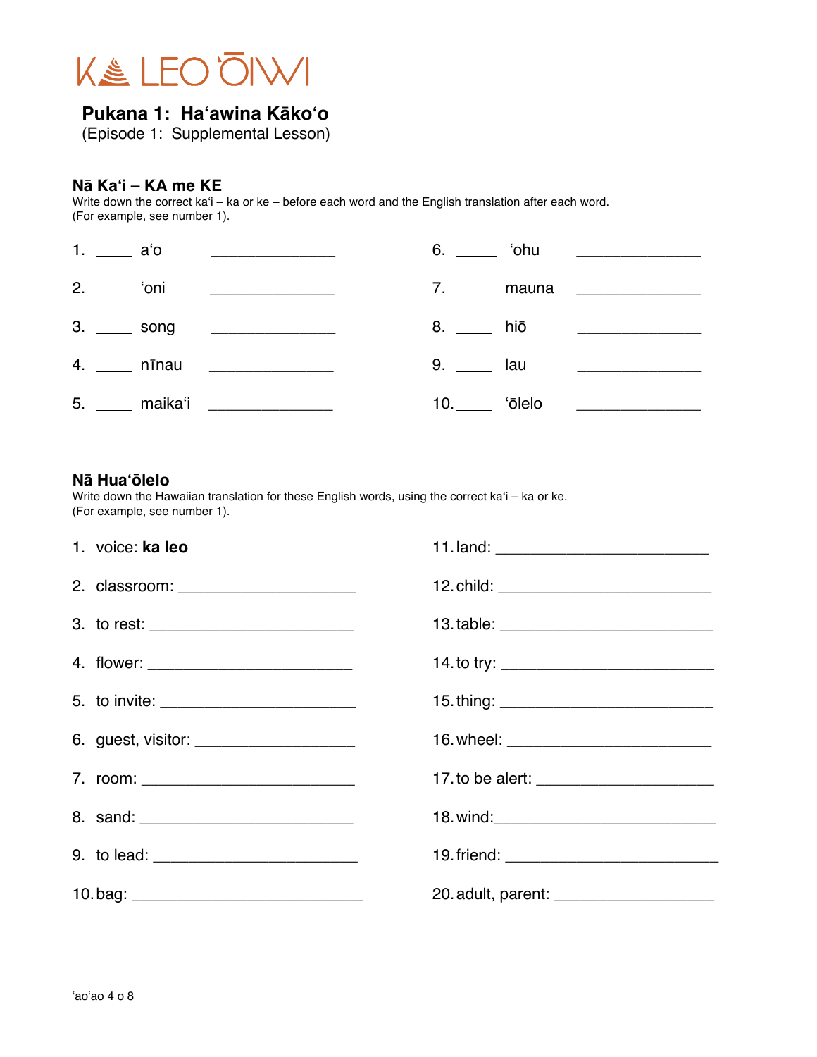# KA LEO ʻŌIWI

## Pukana 1: Haʻawina Kākoʻo
(Episode 1: Supplemental Lesson)

### Nā Kaʻi – KA me KE

Write down the correct kaʻi – ka or ke – before each word and the English translation after each word.
(For example, see number 1).

1. _____ aʻo _______________
2. _____ ʻoni _______________
3. _____ song _______________
4. _____ nīnau _______________
5. _____ maikaʻi _______________
6. _____ ʻohu _______________
7. _____ mauna _______________
8. _____ hiō _______________
9. _____ lau _______________
10. _____ ʻōlelo _______________

### Nā Huaʻōlelo

Write down the Hawaiian translation for these English words, using the correct kaʻi – ka or ke.
(For example, see number 1).

1. voice: **ka leo** ____________________
2. classroom: ____________________
3. to rest: ____________________
4. flower: ____________________
5. to invite: ____________________
6. guest, visitor: ____________________
7. room: ____________________
8. sand: ____________________
9. to lead: ____________________
10. bag: ____________________
11. land: ____________________
12. child: ____________________
13. table: ____________________
14. to try: ____________________
15. thing: ____________________
16. wheel: ____________________
17. to be alert: ____________________
18. wind: ____________________
19. friend: ____________________
20. adult, parent: ____________________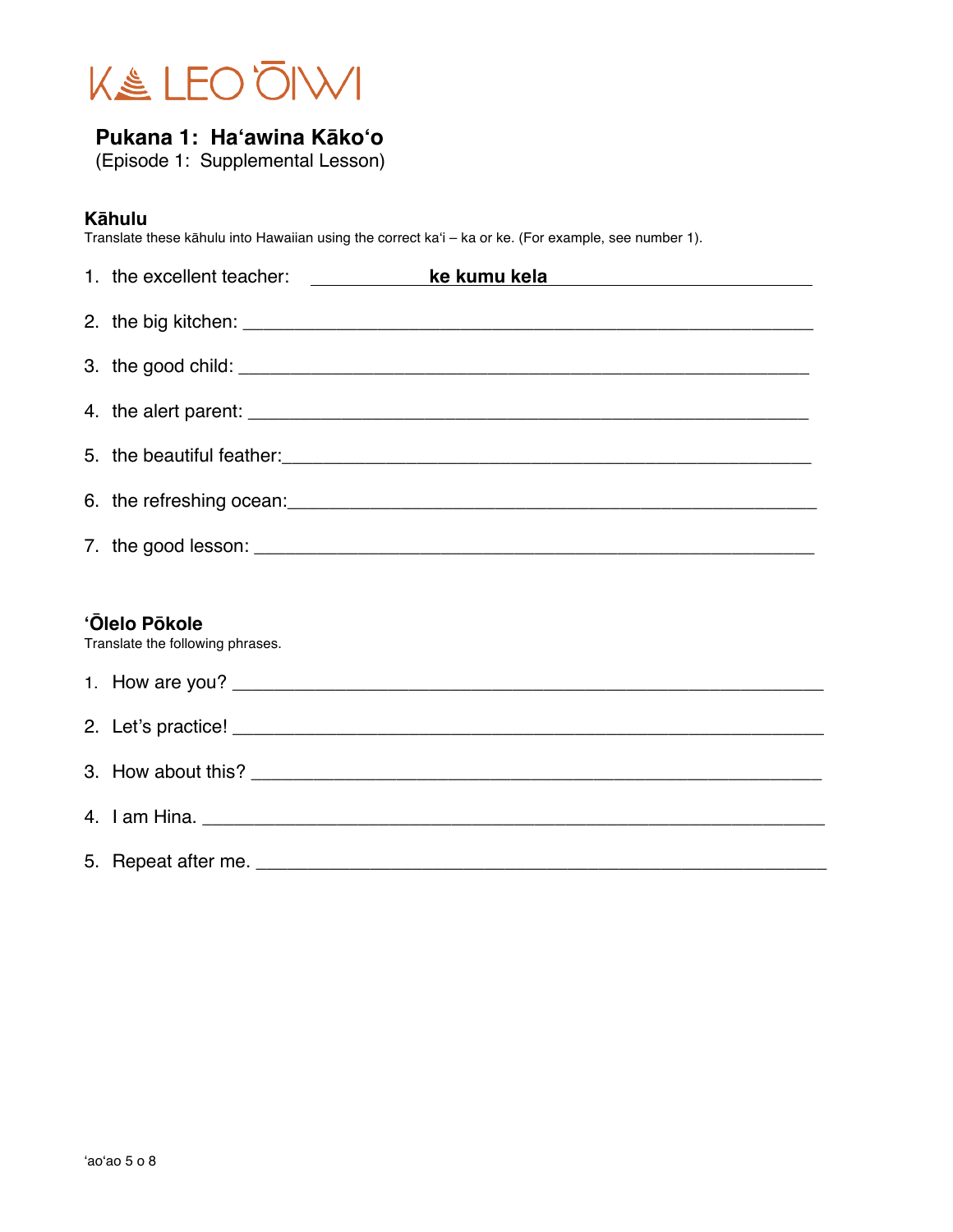KA LEO ʻŌIWI

## Pukana 1: Haʻawina Kākoʻo

(Episode 1: Supplemental Lesson)

### Kāhulu

Translate these kāhulu into Hawaiian using the correct kaʻi – ka or ke. (For example, see number 1).

1. the excellent teacher: ____________ **ke kumu kela** ____________
2. the big kitchen: ______________________________
3. the good child: ______________________________
4. the alert parent: ______________________________
5. the beautiful feather: ______________________________
6. the refreshing ocean: ______________________________
7. the good lesson: ______________________________

### ʻŌlelo Pōkole

Translate the following phrases.

1. How are you? ______________________________
2. Let's practice! ______________________________
3. How about this? ______________________________
4. I am Hina. ______________________________
5. Repeat after me. ______________________________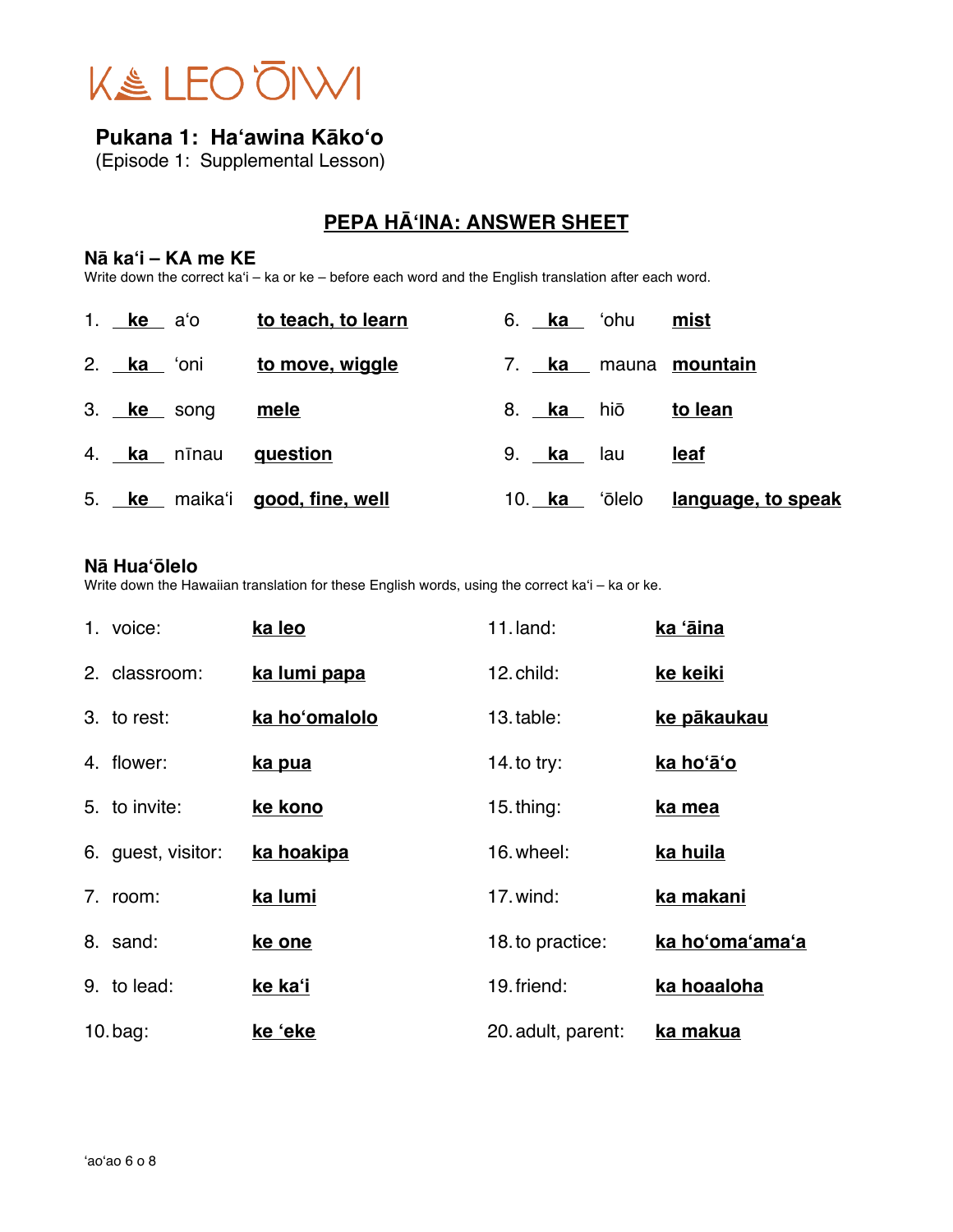# KA LEO ʻŌIWI

## Pukana 1: Haʻawina Kākoʻo

(Episode 1: Supplemental Lesson)

## PEPA HĀʻINA: ANSWER SHEET

### Nā kaʻi – KA me KE

Write down the correct kaʻi – ka or ke – before each word and the English translation after each word.

1. **ke** aʻo **to teach, to learn**
2. **ka** ʻoni **to move, wiggle**
3. **ke** song **mele**
4. **ka** nīnau **question**
5. **ke** maikaʻi **good, fine, well**
6. **ka** ʻohu **mist**
7. **ka** mauna **mountain**
8. **ka** hiō **to lean**
9. **ka** lau **leaf**
10. **ka** ʻōlelo **language, to speak**

### Nā Huaʻōlelo

Write down the Hawaiian translation for these English words, using the correct kaʻi – ka or ke.

1. voice: **ka leo**
2. classroom: **ka lumi papa**
3. to rest: **ka hoʻomalolo**
4. flower: **ka pua**
5. to invite: **ke kono**
6. guest, visitor: **ka hoakipa**
7. room: **ka lumi**
8. sand: **ke one**
9. to lead: **ke kaʻi**
10. bag: **ke ʻeke**
11. land: **ka ʻāina**
12. child: **ke keiki**
13. table: **ke pākaukau**
14. to try: **ka hoʻāʻo**
15. thing: **ka mea**
16. wheel: **ka huila**
17. wind: **ka makani**
18. to practice: **ka hoʻomaʻamaʻa**
19. friend: **ka hoaaloha**
20. adult, parent: **ka makua**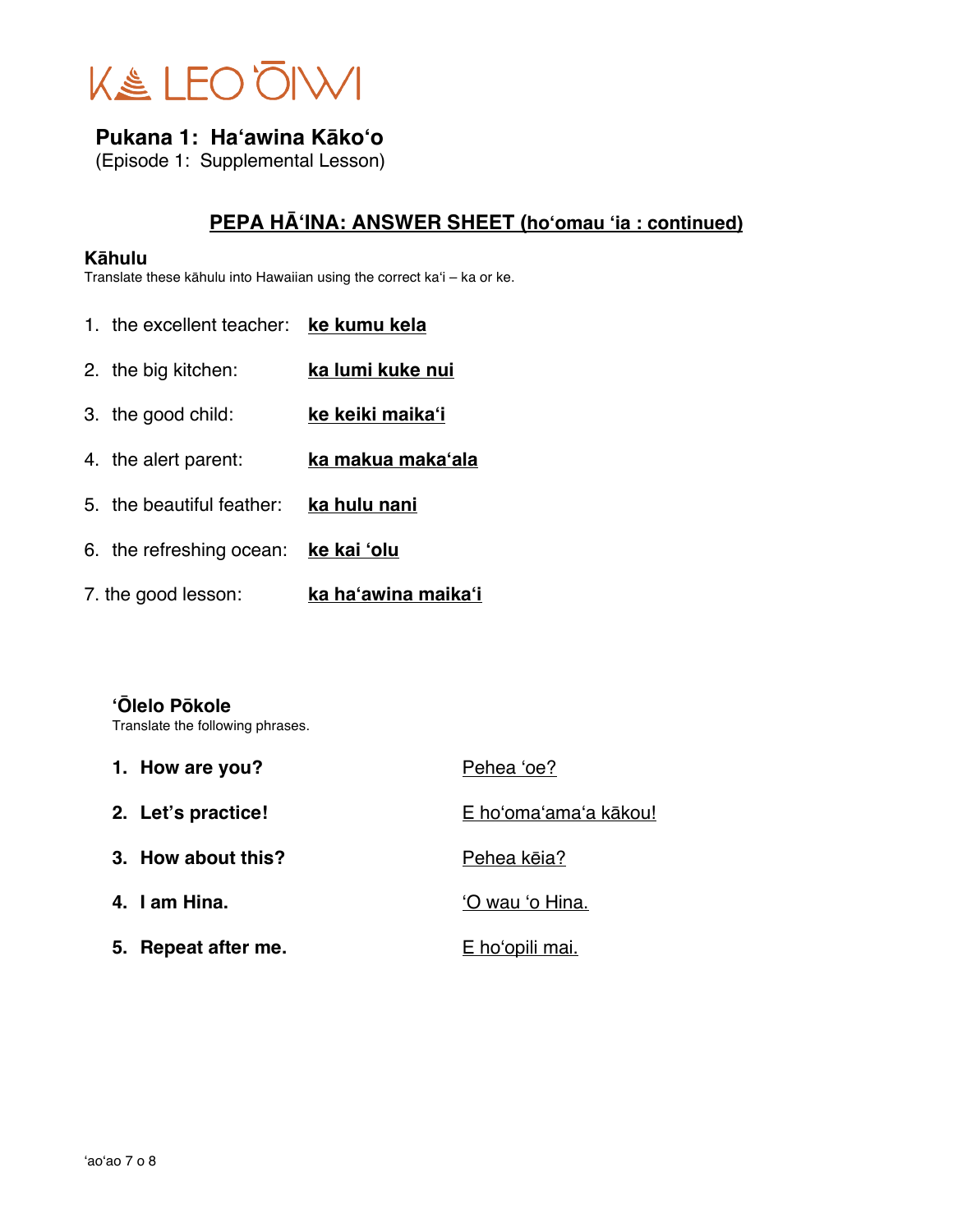# KA LEO ʻŌIWI

**Pukana 1: Haʻawina Kākoʻo**
(Episode 1: Supplemental Lesson)

## PEPA HĀʻINA: ANSWER SHEET (hoʻomau ʻia : continued)

### Kāhulu

Translate these kāhulu into Hawaiian using the correct kaʻi – ka or ke.

1. the excellent teacher: **ke kumu kela**
2. the big kitchen: **ka lumi kuke nui**
3. the good child: **ke keiki maikaʻi**
4. the alert parent: **ka makua makaʻala**
5. the beautiful feather: **ka hulu nani**
6. the refreshing ocean: **ke kai ʻolu**
7. the good lesson: **ka haʻawina maikaʻi**

### ʻŌlelo Pōkole

Translate the following phrases.

1. **How are you?** Pehea ʻoe?
2. **Let's practice!** E hoʻomaʻamaʻa kākou!
3. **How about this?** Pehea kēia?
4. **I am Hina.** ʻO wau ʻo Hina.
5. **Repeat after me.** E hoʻopili mai.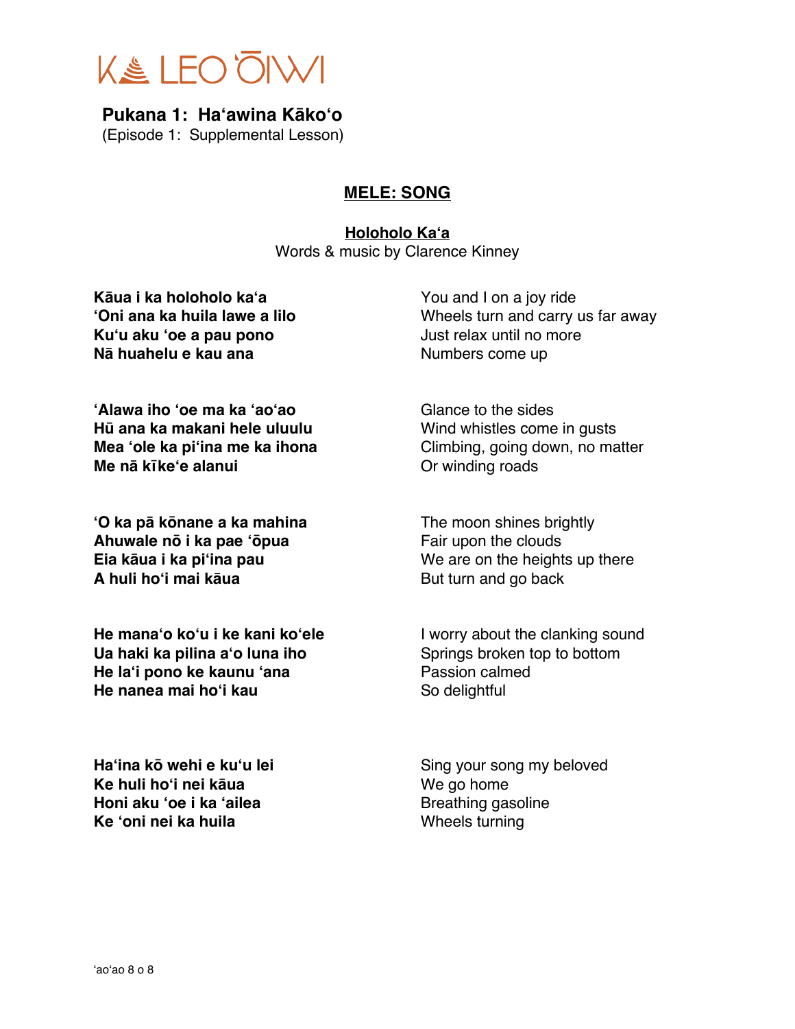KA LEO ʻŌIWI

**Pukana 1: Haʻawina Kākoʻo**
(Episode 1: Supplemental Lesson)

## MELE: SONG

### Holoholo Kaʻa

Words & music by Clarence Kinney

| | |
|---|---|
| **Kāua i ka holoholo kaʻa** | You and I on a joy ride |
| **ʻOni ana ka huila lawe a lilo** | Wheels turn and carry us far away |
| **Kuʻu aku ʻoe a pau pono** | Just relax until no more |
| **Nā huahelu e kau ana** | Numbers come up |
| | |
| **ʻAlawa iho ʻoe ma ka ʻaoʻao** | Glance to the sides |
| **Hū ana ka makani hele uluulu** | Wind whistles come in gusts |
| **Mea ʻole ka piʻina me ka ihona** | Climbing, going down, no matter |
| **Me nā kīkeʻe alanui** | Or winding roads |
| | |
| **ʻO ka pā kōnane a ka mahina** | The moon shines brightly |
| **Ahuwale nō i ka pae ʻōpua** | Fair upon the clouds |
| **Eia kāua i ka piʻina pau** | We are on the heights up there |
| **A huli hoʻi mai kāua** | But turn and go back |
| | |
| **He manaʻo koʻu i ke kani koʻele** | I worry about the clanking sound |
| **Ua haki ka pilina aʻo luna iho** | Springs broken top to bottom |
| **He laʻi pono ke kaunu ʻana** | Passion calmed |
| **He nanea mai hoʻi kau** | So delightful |
| | |
| **Haʻina kō wehi e kuʻu lei** | Sing your song my beloved |
| **Ke huli hoʻi nei kāua** | We go home |
| **Honi aku ʻoe i ka ʻailea** | Breathing gasoline |
| **Ke ʻoni nei ka huila** | Wheels turning |